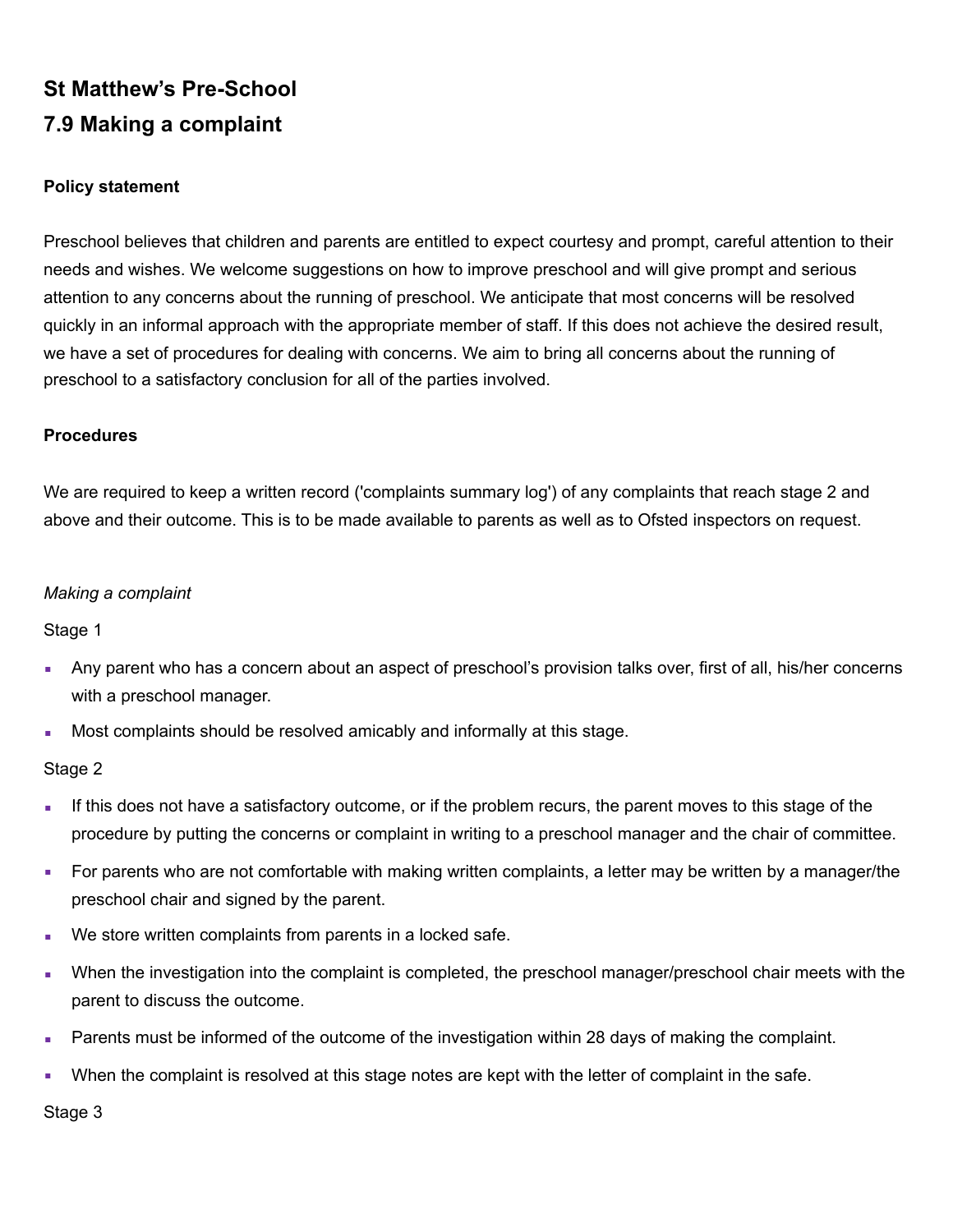## St Matthew's Pre-School
## 7.9 Making a complaint

**Policy statement**

Preschool believes that children and parents are entitled to expect courtesy and prompt, careful attention to their needs and wishes. We welcome suggestions on how to improve preschool and will give prompt and serious attention to any concerns about the running of preschool. We anticipate that most concerns will be resolved quickly in an informal approach with the appropriate member of staff. If this does not achieve the desired result, we have a set of procedures for dealing with concerns. We aim to bring all concerns about the running of preschool to a satisfactory conclusion for all of the parties involved.

**Procedures**

We are required to keep a written record ('complaints summary log') of any complaints that reach stage 2 and above and their outcome. This is to be made available to parents as well as to Ofsted inspectors on request.

*Making a complaint*

Stage 1

- Any parent who has a concern about an aspect of preschool's provision talks over, first of all, his/her concerns with a preschool manager.
- Most complaints should be resolved amicably and informally at this stage.

Stage 2

- If this does not have a satisfactory outcome, or if the problem recurs, the parent moves to this stage of the procedure by putting the concerns or complaint in writing to a preschool manager and the chair of committee.
- For parents who are not comfortable with making written complaints, a letter may be written by a manager/the preschool chair and signed by the parent.
- We store written complaints from parents in a locked safe.
- When the investigation into the complaint is completed, the preschool manager/preschool chair meets with the parent to discuss the outcome.
- Parents must be informed of the outcome of the investigation within 28 days of making the complaint.
- When the complaint is resolved at this stage notes are kept with the letter of complaint in the safe.

Stage 3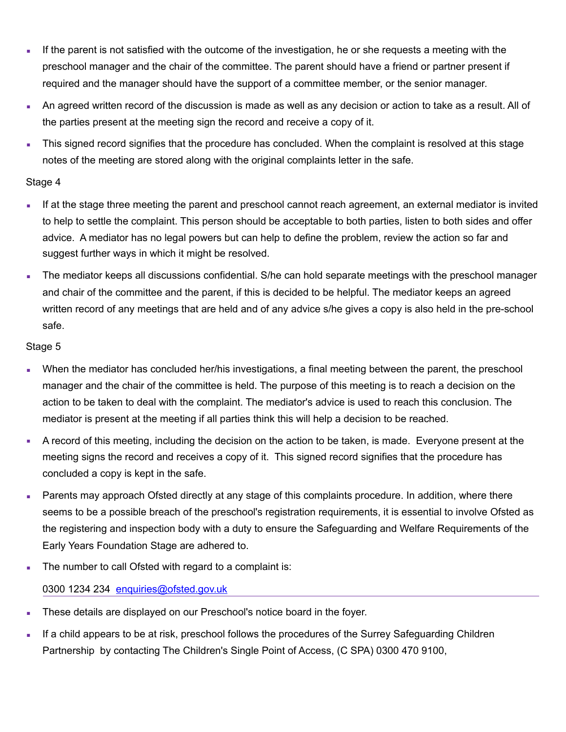- If the parent is not satisfied with the outcome of the investigation, he or she requests a meeting with the preschool manager and the chair of the committee. The parent should have a friend or partner present if required and the manager should have the support of a committee member, or the senior manager.
- An agreed written record of the discussion is made as well as any decision or action to take as a result. All of the parties present at the meeting sign the record and receive a copy of it.
- This signed record signifies that the procedure has concluded. When the complaint is resolved at this stage notes of the meeting are stored along with the original complaints letter in the safe.

Stage 4

- If at the stage three meeting the parent and preschool cannot reach agreement, an external mediator is invited to help to settle the complaint. This person should be acceptable to both parties, listen to both sides and offer advice. A mediator has no legal powers but can help to define the problem, review the action so far and suggest further ways in which it might be resolved.
- The mediator keeps all discussions confidential. S/he can hold separate meetings with the preschool manager and chair of the committee and the parent, if this is decided to be helpful. The mediator keeps an agreed written record of any meetings that are held and of any advice s/he gives a copy is also held in the pre-school safe.

Stage 5

- When the mediator has concluded her/his investigations, a final meeting between the parent, the preschool manager and the chair of the committee is held. The purpose of this meeting is to reach a decision on the action to be taken to deal with the complaint. The mediator's advice is used to reach this conclusion. The mediator is present at the meeting if all parties think this will help a decision to be reached.
- A record of this meeting, including the decision on the action to be taken, is made. Everyone present at the meeting signs the record and receives a copy of it. This signed record signifies that the procedure has concluded a copy is kept in the safe.
- Parents may approach Ofsted directly at any stage of this complaints procedure. In addition, where there seems to be a possible breach of the preschool's registration requirements, it is essential to involve Ofsted as the registering and inspection body with a duty to ensure the Safeguarding and Welfare Requirements of the Early Years Foundation Stage are adhered to.
- The number to call Ofsted with regard to a complaint is:

  0300 1234 234 enquiries@ofsted.gov.uk

- These details are displayed on our Preschool's notice board in the foyer.
- If a child appears to be at risk, preschool follows the procedures of the Surrey Safeguarding Children Partnership by contacting The Children's Single Point of Access, (C SPA) 0300 470 9100,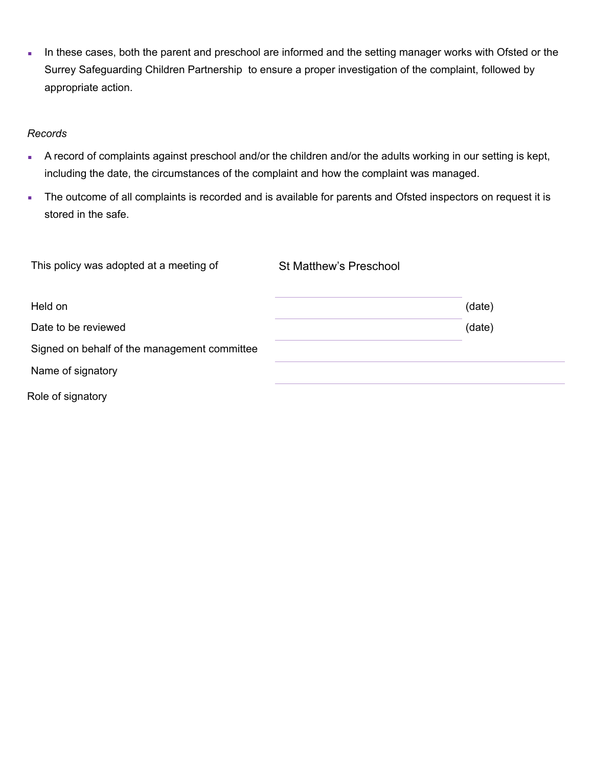- In these cases, both the parent and preschool are informed and the setting manager works with Ofsted or the Surrey Safeguarding Children Partnership  to ensure a proper investigation of the complaint, followed by appropriate action.

*Records*

- A record of complaints against preschool and/or the children and/or the adults working in our setting is kept, including the date, the circumstances of the complaint and how the complaint was managed.
- The outcome of all complaints is recorded and is available for parents and Ofsted inspectors on request it is stored in the safe.

| | | |
|---|---|---|
| This policy was adopted at a meeting of | St Matthew’s Preschool | |
| Held on | | (date) |
| Date to be reviewed | | (date) |
| Signed on behalf of the management committee | | |
| Name of signatory | | |
| Role of signatory | | |